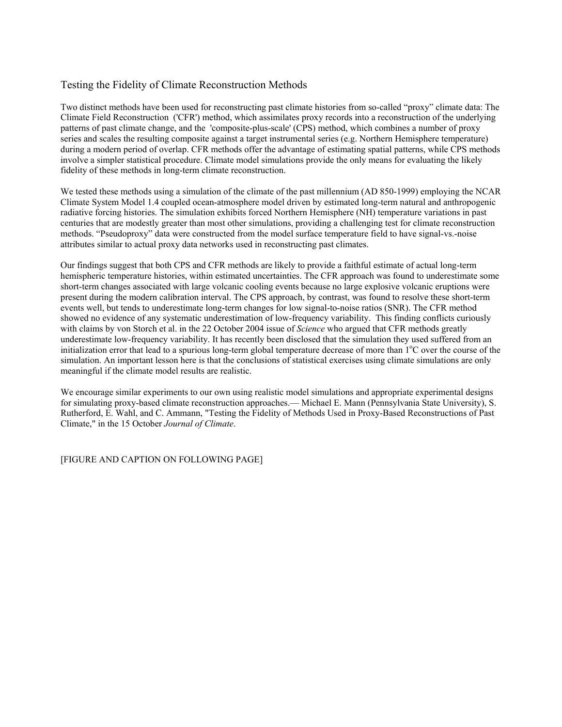# Testing the Fidelity of Climate Reconstruction Methods

Two distinct methods have been used for reconstructing past climate histories from so-called "proxy" climate data: The Climate Field Reconstruction ('CFR') method, which assimilates proxy records into a reconstruction of the underlying patterns of past climate change, and the 'composite-plus-scale' (CPS) method, which combines a number of proxy series and scales the resulting composite against a target instrumental series (e.g. Northern Hemisphere temperature) during a modern period of overlap. CFR methods offer the advantage of estimating spatial patterns, while CPS methods involve a simpler statistical procedure. Climate model simulations provide the only means for evaluating the likely fidelity of these methods in long-term climate reconstruction.

We tested these methods using a simulation of the climate of the past millennium (AD 850-1999) employing the NCAR Climate System Model 1.4 coupled ocean-atmosphere model driven by estimated long-term natural and anthropogenic radiative forcing histories. The simulation exhibits forced Northern Hemisphere (NH) temperature variations in past centuries that are modestly greater than most other simulations, providing a challenging test for climate reconstruction methods. "Pseudoproxy" data were constructed from the model surface temperature field to have signal-vs.-noise attributes similar to actual proxy data networks used in reconstructing past climates.

Our findings suggest that both CPS and CFR methods are likely to provide a faithful estimate of actual long-term hemispheric temperature histories, within estimated uncertainties. The CFR approach was found to underestimate some short-term changes associated with large volcanic cooling events because no large explosive volcanic eruptions were present during the modern calibration interval. The CPS approach, by contrast, was found to resolve these short-term events well, but tends to underestimate long-term changes for low signal-to-noise ratios (SNR). The CFR method showed no evidence of any systematic underestimation of low-frequency variability. This finding conflicts curiously with claims by von Storch et al. in the 22 October 2004 issue of *Science* who argued that CFR methods greatly underestimate low-frequency variability. It has recently been disclosed that the simulation they used suffered from an initialization error that lead to a spurious long-term global temperature decrease of more than 1$^{o}$C over the course of the simulation. An important lesson here is that the conclusions of statistical exercises using climate simulations are only meaningful if the climate model results are realistic.

We encourage similar experiments to our own using realistic model simulations and appropriate experimental designs for simulating proxy-based climate reconstruction approaches.— Michael E. Mann (Pennsylvania State University), S. Rutherford, E. Wahl, and C. Ammann, "Testing the Fidelity of Methods Used in Proxy-Based Reconstructions of Past Climate," in the 15 October *Journal of Climate*.

[FIGURE AND CAPTION ON FOLLOWING PAGE]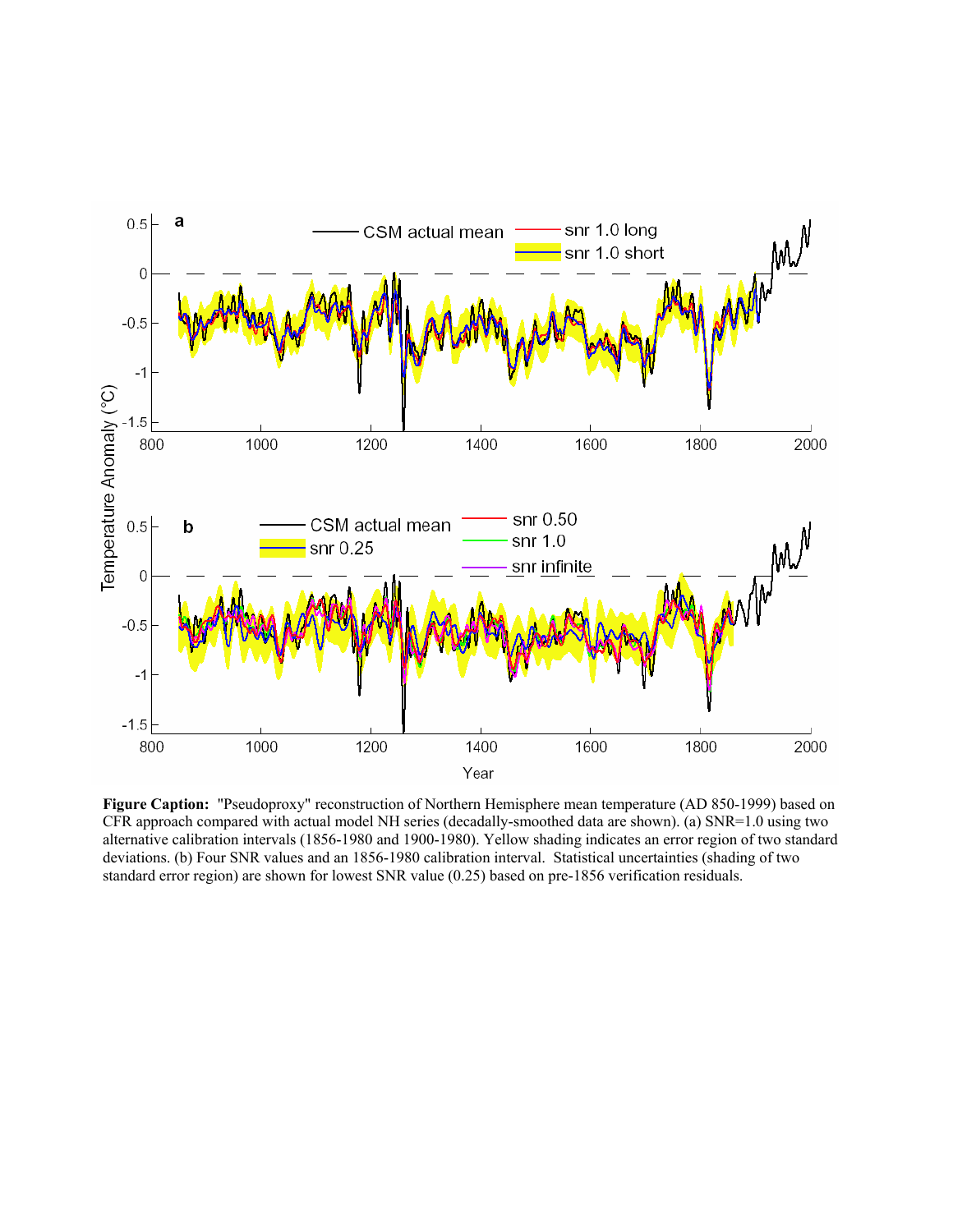a

CSM actual mean

snr 1.0 long

snr 1.0 short

0.5

0

-0.5

-1

-1.5

800 1000 1200 1400 1600 1800 2000

Temperature Anomaly (°C)

b

CSM actual mean

snr 0.25

snr 0.50

snr 1.0

snr infinite

0.5

0

-0.5

-1

-1.5

800 1000 1200 1400 1600 1800 2000

Year

**Figure Caption:** "Pseudoproxy" reconstruction of Northern Hemisphere mean temperature (AD 850-1999) based on CFR approach compared with actual model NH series (decadally-smoothed data are shown). (a) SNR=1.0 using two alternative calibration intervals (1856-1980 and 1900-1980). Yellow shading indicates an error region of two standard deviations. (b) Four SNR values and an 1856-1980 calibration interval. Statistical uncertainties (shading of two standard error region) are shown for lowest SNR value (0.25) based on pre-1856 verification residuals.